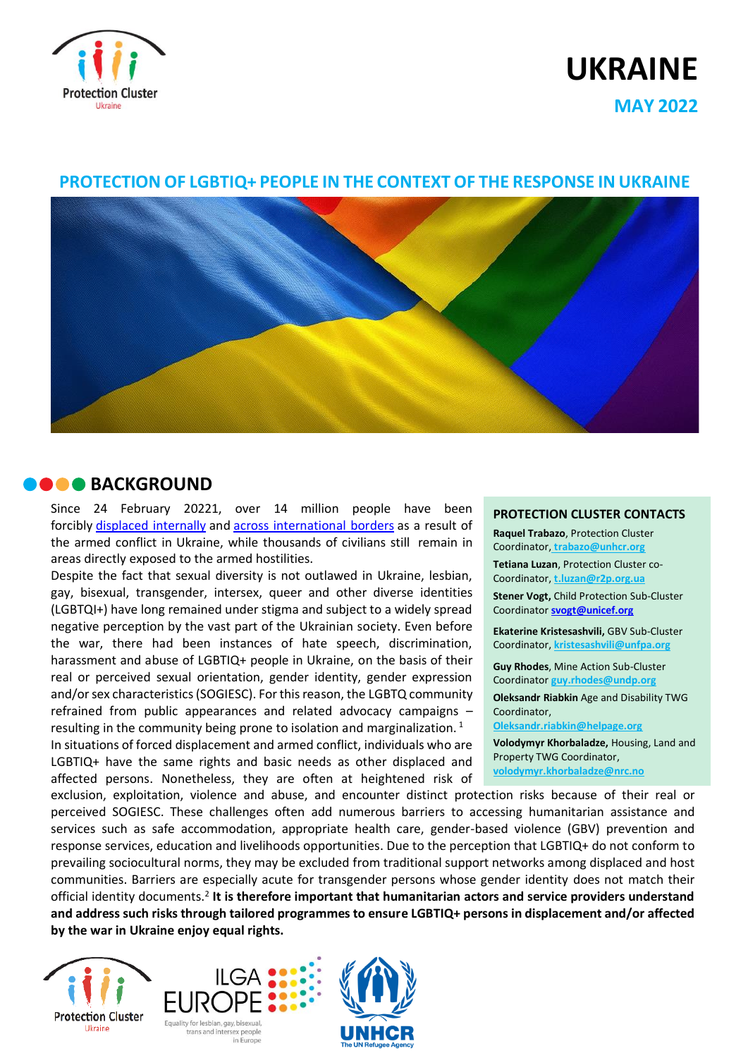Protection Cluster
Ukraine

# UKRAINE

**MAY 2022**

## PROTECTION OF LGBTIQ+ PEOPLE IN THE CONTEXT OF THE RESPONSE IN UKRAINE

## BACKGROUND

Since 24 February 20221, over 14 million people have been forcibly [displaced internally](#) and [across international borders](#) as a result of the armed conflict in Ukraine, while thousands of civilians still remain in areas directly exposed to the armed hostilities.

Despite the fact that sexual diversity is not outlawed in Ukraine, lesbian, gay, bisexual, transgender, intersex, queer and other diverse identities (LGBTQI+) have long remained under stigma and subject to a widely spread negative perception by the vast part of the Ukrainian society. Even before the war, there had been instances of hate speech, discrimination, harassment and abuse of LGBTIQ+ people in Ukraine, on the basis of their real or perceived sexual orientation, gender identity, gender expression and/or sex characteristics (SOGIESC). For this reason, the LGBTQ community refrained from public appearances and related advocacy campaigns – resulting in the community being prone to isolation and marginalization. [1]

In situations of forced displacement and armed conflict, individuals who are LGBTIQ+ have the same rights and basic needs as other displaced and affected persons. Nonetheless, they are often at heightened risk of exclusion, exploitation, violence and abuse, and encounter distinct protection risks because of their real or perceived SOGIESC. These challenges often add numerous barriers to accessing humanitarian assistance and services such as safe accommodation, appropriate health care, gender-based violence (GBV) prevention and response services, education and livelihoods opportunities. Due to the perception that LGBTIQ+ do not conform to prevailing sociocultural norms, they may be excluded from traditional support networks among displaced and host communities. Barriers are especially acute for transgender persons whose gender identity does not match their official identity documents.[2] **It is therefore important that humanitarian actors and service providers understand and address such risks through tailored programmes to ensure LGBTIQ+ persons in displacement and/or affected by the war in Ukraine enjoy equal rights.**

### PROTECTION CLUSTER CONTACTS

**Raquel Trabazo**, Protection Cluster Coordinator, trabazo@unhcr.org

**Tetiana Luzan**, Protection Cluster co-Coordinator, t.luzan@r2p.org.ua

**Stener Vogt,** Child Protection Sub-Cluster Coordinator **svogt@unicef.org**

**Ekaterine Kristesashvili,** GBV Sub-Cluster Coordinator, kristesashvili@unfpa.org

**Guy Rhodes**, Mine Action Sub-Cluster Coordinator guy.rhodes@undp.org

**Oleksandr Riabkin** Age and Disability TWG Coordinator, Oleksandr.riabkin@helpage.org

**Volodymyr Khorbaladze,** Housing, Land and Property TWG Coordinator, volodymyr.khorbaladze@nrc.no

Protection Cluster Ukraine | ILGA EUROPE – Equality for lesbian, gay, bisexual, trans and intersex people in Europe | UNHCR The UN Refugee Agency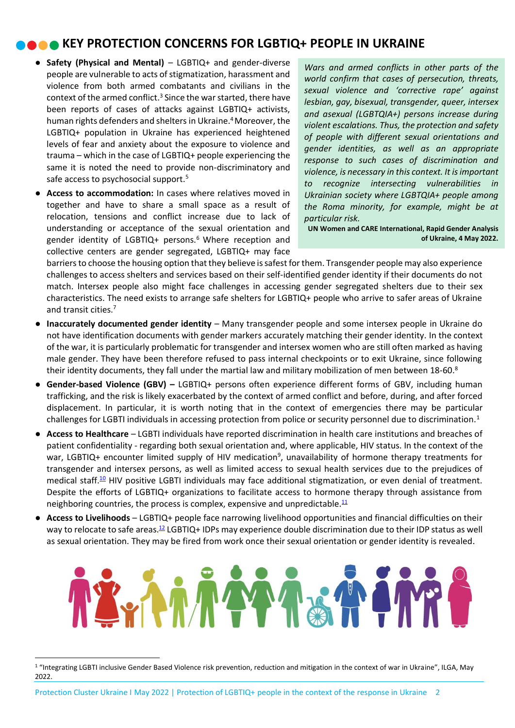## KEY PROTECTION CONCERNS FOR LGBTIQ+ PEOPLE IN UKRAINE

*Wars and armed conflicts in other parts of the world confirm that cases of persecution, threats, sexual violence and 'corrective rape' against lesbian, gay, bisexual, transgender, queer, intersex and asexual (LGBTQIA+) persons increase during violent escalations. Thus, the protection and safety of people with different sexual orientations and gender identities, as well as an appropriate response to such cases of discrimination and violence, is necessary in this context. It is important to recognize intersecting vulnerabilities in Ukrainian society where LGBTQIA+ people among the Roma minority, for example, might be at particular risk.*

**UN Women and CARE International, Rapid Gender Analysis of Ukraine, 4 May 2022.**

- **Safety (Physical and Mental)** – LGBTIQ+ and gender-diverse people are vulnerable to acts of stigmatization, harassment and violence from both armed combatants and civilians in the context of the armed conflict.[3] Since the war started, there have been reports of cases of attacks against LGBTIQ+ activists, human rights defenders and shelters in Ukraine.[4] Moreover, the LGBTIQ+ population in Ukraine has experienced heightened levels of fear and anxiety about the exposure to violence and trauma – which in the case of LGBTIQ+ people experiencing the same it is noted the need to provide non-discriminatory and safe access to psychosocial support.[5]
- **Access to accommodation:** In cases where relatives moved in together and have to share a small space as a result of relocation, tensions and conflict increase due to lack of understanding or acceptance of the sexual orientation and gender identity of LGBTIQ+ persons.[6] Where reception and collective centers are gender segregated, LGBTIQ+ may face barriers to choose the housing option that they believe is safest for them. Transgender people may also experience challenges to access shelters and services based on their self-identified gender identity if their documents do not match. Intersex people also might face challenges in accessing gender segregated shelters due to their sex characteristics. The need exists to arrange safe shelters for LGBTIQ+ people who arrive to safer areas of Ukraine and transit cities.[7]
- **Inaccurately documented gender identity** – Many transgender people and some intersex people in Ukraine do not have identification documents with gender markers accurately matching their gender identity. In the context of the war, it is particularly problematic for transgender and intersex women who are still often marked as having male gender. They have been therefore refused to pass internal checkpoints or to exit Ukraine, since following their identity documents, they fall under the martial law and military mobilization of men between 18-60.[8]
- **Gender-based Violence (GBV) –** LGBTIQ+ persons often experience different forms of GBV, including human trafficking, and the risk is likely exacerbated by the context of armed conflict and before, during, and after forced displacement. In particular, it is worth noting that in the context of emergencies there may be particular challenges for LGBTI individuals in accessing protection from police or security personnel due to discrimination.[1]
- **Access to Healthcare** – LGBTI individuals have reported discrimination in health care institutions and breaches of patient confidentiality - regarding both sexual orientation and, where applicable, HIV status. In the context of the war, LGBTIQ+ encounter limited supply of HIV medication[9], unavailability of hormone therapy treatments for transgender and intersex persons, as well as limited access to sexual health services due to the prejudices of medical staff.[10] HIV positive LGBTI individuals may face additional stigmatization, or even denial of treatment. Despite the efforts of LGBTIQ+ organizations to facilitate access to hormone therapy through assistance from neighboring countries, the process is complex, expensive and unpredictable.[11]
- **Access to Livelihoods** – LGBTIQ+ people face narrowing livelihood opportunities and financial difficulties on their way to relocate to safe areas.[12] LGBTIQ+ IDPs may experience double discrimination due to their IDP status as well as sexual orientation. They may be fired from work once their sexual orientation or gender identity is revealed.

[1] "Integrating LGBTI inclusive Gender Based Violence risk prevention, reduction and mitigation in the context of war in Ukraine", ILGA, May 2022.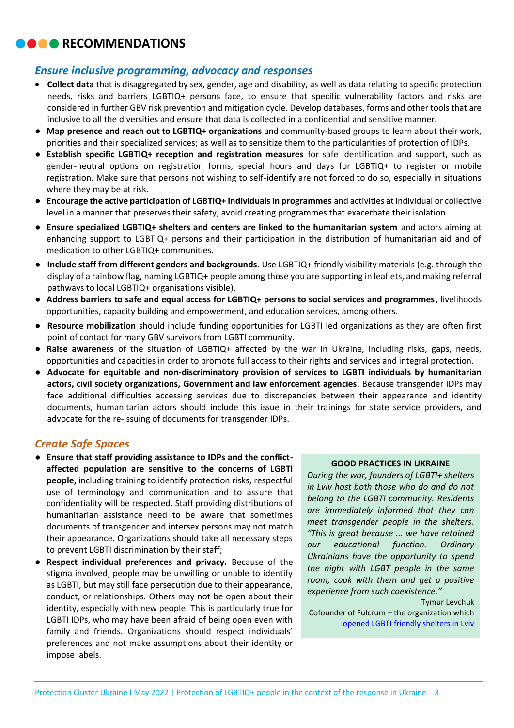## RECOMMENDATIONS

### *Ensure inclusive programming, advocacy and responses*

- **Collect data** that is disaggregated by sex, gender, age and disability, as well as data relating to specific protection needs, risks and barriers LGBTIQ+ persons face, to ensure that specific vulnerability factors and risks are considered in further GBV risk prevention and mitigation cycle. Develop databases, forms and other tools that are inclusive to all the diversities and ensure that data is collected in a confidential and sensitive manner.
- **Map presence and reach out to LGBTIQ+ organizations** and community-based groups to learn about their work, priorities and their specialized services; as well as to sensitize them to the particularities of protection of IDPs.
- **Establish specific LGBTIQ+ reception and registration measures** for safe identification and support, such as gender-neutral options on registration forms, special hours and days for LGBTIQ+ to register or mobile registration. Make sure that persons not wishing to self-identify are not forced to do so, especially in situations where they may be at risk.
- **Encourage the active participation of LGBTIQ+ individuals in programmes** and activities at individual or collective level in a manner that preserves their safety; avoid creating programmes that exacerbate their isolation.
- **Ensure specialized LGBTIQ+ shelters and centers are linked to the humanitarian system** and actors aiming at enhancing support to LGBTIQ+ persons and their participation in the distribution of humanitarian aid and of medication to other LGBTIQ+ communities.
- **Include staff from different genders and backgrounds**. Use LGBTIQ+ friendly visibility materials (e.g. through the display of a rainbow flag, naming LGBTIQ+ people among those you are supporting in leaflets, and making referral pathways to local LGBTIQ+ organisations visible).
- **Address barriers to safe and equal access for LGBTIQ+ persons to social services and programmes**, livelihoods opportunities, capacity building and empowerment, and education services, among others.
- **Resource mobilization** should include funding opportunities for LGBTI led organizations as they are often first point of contact for many GBV survivors from LGBTI community.
- **Raise awareness** of the situation of LGBTIQ+ affected by the war in Ukraine, including risks, gaps, needs, opportunities and capacities in order to promote full access to their rights and services and integral protection.
- **Advocate for equitable and non-discriminatory provision of services to LGBTI individuals by humanitarian actors, civil society organizations, Government and law enforcement agencies**. Because transgender IDPs may face additional difficulties accessing services due to discrepancies between their appearance and identity documents, humanitarian actors should include this issue in their trainings for state service providers, and advocate for the re-issuing of documents for transgender IDPs.

### *Create Safe Spaces*

- **Ensure that staff providing assistance to IDPs and the conflict-affected population are sensitive to the concerns of LGBTI people,** including training to identify protection risks, respectful use of terminology and communication and to assure that confidentiality will be respected. Staff providing distributions of humanitarian assistance need to be aware that sometimes documents of transgender and intersex persons may not match their appearance. Organizations should take all necessary steps to prevent LGBTI discrimination by their staff;
- **Respect individual preferences and privacy.** Because of the stigma involved, people may be unwilling or unable to identify as LGBTI, but may still face persecution due to their appearance, conduct, or relationships. Others may not be open about their identity, especially with new people. This is particularly true for LGBTI IDPs, who may have been afraid of being open even with family and friends. Organizations should respect individuals' preferences and not make assumptions about their identity or impose labels.

**GOOD PRACTICES IN UKRAINE**

*During the war, founders of LGBTI+ shelters in Lviv host both those who do and do not belong to the LGBTI community. Residents are immediately informed that they can meet transgender people in the shelters. "This is great because ... we have retained our educational function. Ordinary Ukrainians have the opportunity to spend the night with LGBT people in the same room, cook with them and get a positive experience from such coexistence."*

Tymur Levchuk
Cofounder of Fulcrum – the organization which opened LGBTI friendly shelters in Lviv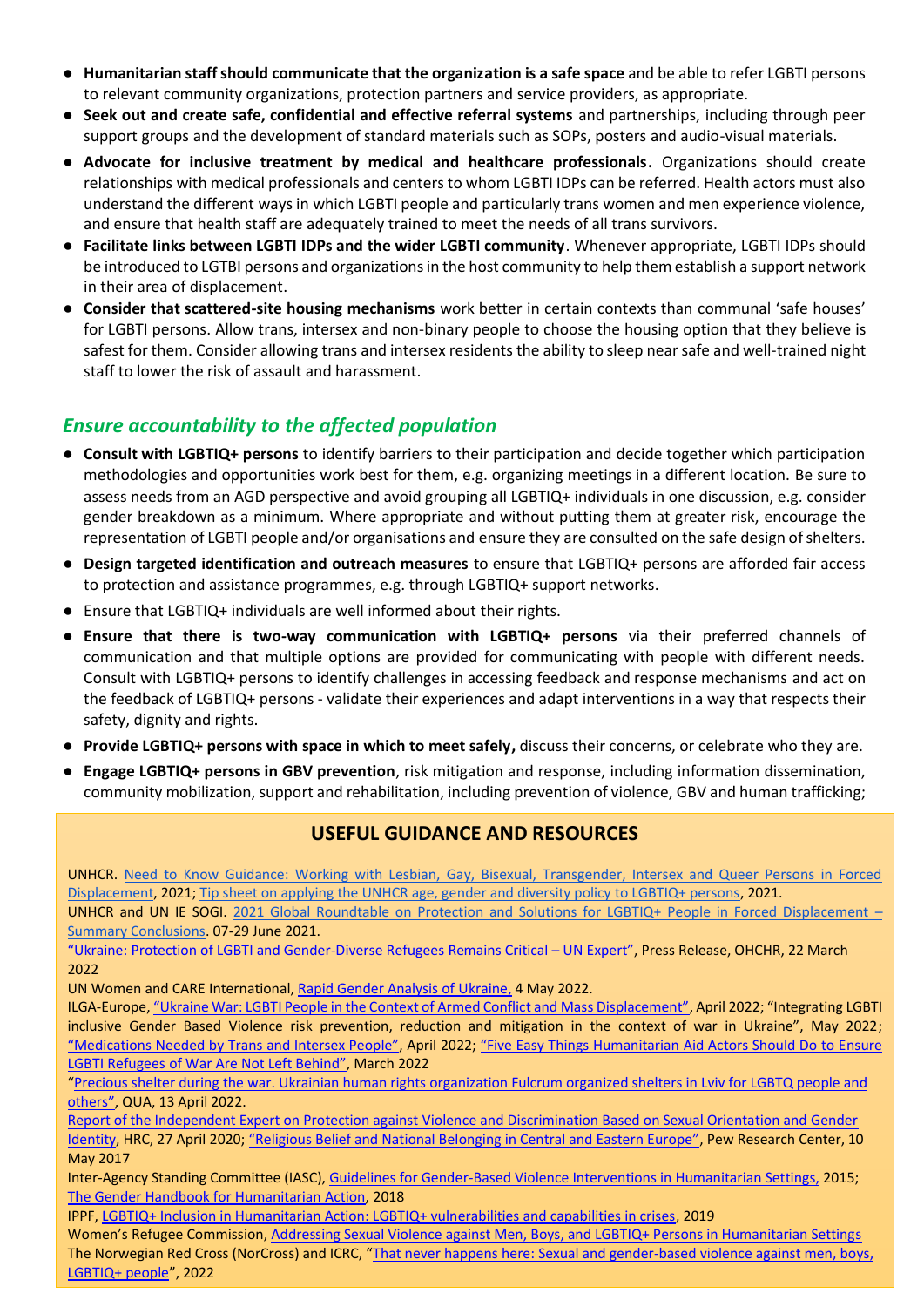- **Humanitarian staff should communicate that the organization is a safe space** and be able to refer LGBTI persons to relevant community organizations, protection partners and service providers, as appropriate.
- **Seek out and create safe, confidential and effective referral systems** and partnerships, including through peer support groups and the development of standard materials such as SOPs, posters and audio-visual materials.
- **Advocate for inclusive treatment by medical and healthcare professionals.** Organizations should create relationships with medical professionals and centers to whom LGBTI IDPs can be referred. Health actors must also understand the different ways in which LGBTI people and particularly trans women and men experience violence, and ensure that health staff are adequately trained to meet the needs of all trans survivors.
- **Facilitate links between LGBTI IDPs and the wider LGBTI community**. Whenever appropriate, LGBTI IDPs should be introduced to LGTBI persons and organizations in the host community to help them establish a support network in their area of displacement.
- **Consider that scattered-site housing mechanisms** work better in certain contexts than communal 'safe houses' for LGBTI persons. Allow trans, intersex and non-binary people to choose the housing option that they believe is safest for them. Consider allowing trans and intersex residents the ability to sleep near safe and well-trained night staff to lower the risk of assault and harassment.

## *Ensure accountability to the affected population*

- **Consult with LGBTIQ+ persons** to identify barriers to their participation and decide together which participation methodologies and opportunities work best for them, e.g. organizing meetings in a different location. Be sure to assess needs from an AGD perspective and avoid grouping all LGBTIQ+ individuals in one discussion, e.g. consider gender breakdown as a minimum. Where appropriate and without putting them at greater risk, encourage the representation of LGBTI people and/or organisations and ensure they are consulted on the safe design of shelters.
- **Design targeted identification and outreach measures** to ensure that LGBTIQ+ persons are afforded fair access to protection and assistance programmes, e.g. through LGBTIQ+ support networks.
- Ensure that LGBTIQ+ individuals are well informed about their rights.
- **Ensure that there is two-way communication with LGBTIQ+ persons** via their preferred channels of communication and that multiple options are provided for communicating with people with different needs. Consult with LGBTIQ+ persons to identify challenges in accessing feedback and response mechanisms and act on the feedback of LGBTIQ+ persons - validate their experiences and adapt interventions in a way that respects their safety, dignity and rights.
- **Provide LGBTIQ+ persons with space in which to meet safely,** discuss their concerns, or celebrate who they are.
- **Engage LGBTIQ+ persons in GBV prevention**, risk mitigation and response, including information dissemination, community mobilization, support and rehabilitation, including prevention of violence, GBV and human trafficking;

## USEFUL GUIDANCE AND RESOURCES

UNHCR. Need to Know Guidance: Working with Lesbian, Gay, Bisexual, Transgender, Intersex and Queer Persons in Forced Displacement, 2021; Tip sheet on applying the UNHCR age, gender and diversity policy to LGBTIQ+ persons, 2021.

UNHCR and UN IE SOGI. 2021 Global Roundtable on Protection and Solutions for LGBTIQ+ People in Forced Displacement – Summary Conclusions. 07-29 June 2021.

"Ukraine: Protection of LGBTI and Gender-Diverse Refugees Remains Critical – UN Expert", Press Release, OHCHR, 22 March 2022

UN Women and CARE International, Rapid Gender Analysis of Ukraine, 4 May 2022.

ILGA-Europe, "Ukraine War: LGBTI People in the Context of Armed Conflict and Mass Displacement", April 2022; "Integrating LGBTI inclusive Gender Based Violence risk prevention, reduction and mitigation in the context of war in Ukraine", May 2022; "Medications Needed by Trans and Intersex People", April 2022; "Five Easy Things Humanitarian Aid Actors Should Do to Ensure LGBTI Refugees of War Are Not Left Behind", March 2022

"Precious shelter during the war. Ukrainian human rights organization Fulcrum organized shelters in Lviv for LGBTQ people and others", QUA, 13 April 2022.

Report of the Independent Expert on Protection against Violence and Discrimination Based on Sexual Orientation and Gender Identity, HRC, 27 April 2020; "Religious Belief and National Belonging in Central and Eastern Europe", Pew Research Center, 10 May 2017

Inter-Agency Standing Committee (IASC), Guidelines for Gender-Based Violence Interventions in Humanitarian Settings, 2015; The Gender Handbook for Humanitarian Action, 2018

IPPF, LGBTIQ+ Inclusion in Humanitarian Action: LGBTIQ+ vulnerabilities and capabilities in crises, 2019

Women's Refugee Commission, Addressing Sexual Violence against Men, Boys, and LGBTIQ+ Persons in Humanitarian Settings

The Norwegian Red Cross (NorCross) and ICRC, "That never happens here: Sexual and gender-based violence against men, boys, LGBTIQ+ people", 2022